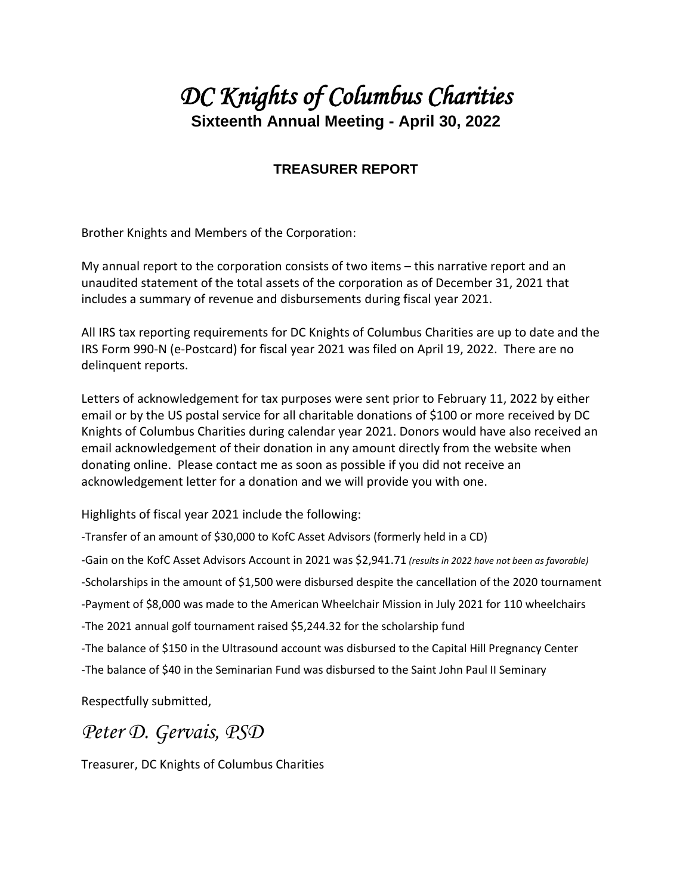# *DC Knights of Columbus Charities*

## Sixteenth Annual Meeting - April 30, 2022

### TREASURER REPORT

Brother Knights and Members of the Corporation:

My annual report to the corporation consists of two items – this narrative report and an unaudited statement of the total assets of the corporation as of December 31, 2021 that includes a summary of revenue and disbursements during fiscal year 2021.

All IRS tax reporting requirements for DC Knights of Columbus Charities are up to date and the IRS Form 990-N (e-Postcard) for fiscal year 2021 was filed on April 19, 2022. There are no delinquent reports.

Letters of acknowledgement for tax purposes were sent prior to February 11, 2022 by either email or by the US postal service for all charitable donations of $100 or more received by DC Knights of Columbus Charities during calendar year 2021. Donors would have also received an email acknowledgement of their donation in any amount directly from the website when donating online. Please contact me as soon as possible if you did not receive an acknowledgement letter for a donation and we will provide you with one.

Highlights of fiscal year 2021 include the following:

-Transfer of an amount of $30,000 to KofC Asset Advisors (formerly held in a CD)

-Gain on the KofC Asset Advisors Account in 2021 was $2,941.71 *(results in 2022 have not been as favorable)*

-Scholarships in the amount of $1,500 were disbursed despite the cancellation of the 2020 tournament

-Payment of $8,000 was made to the American Wheelchair Mission in July 2021 for 110 wheelchairs

-The 2021 annual golf tournament raised $5,244.32 for the scholarship fund

-The balance of $150 in the Ultrasound account was disbursed to the Capital Hill Pregnancy Center

-The balance of $40 in the Seminarian Fund was disbursed to the Saint John Paul II Seminary

Respectfully submitted,

*Peter D. Gervais, PSD*

Treasurer, DC Knights of Columbus Charities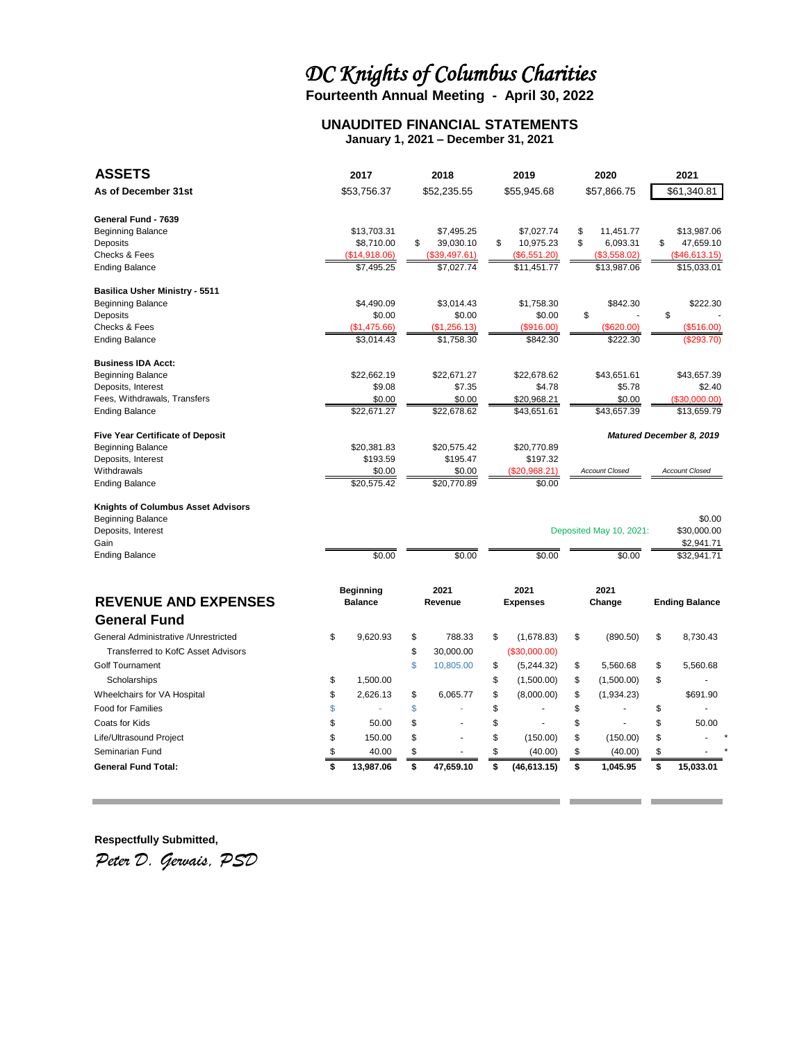# DC Knights of Columbus Charities

**Fourteenth Annual Meeting - April 30, 2022**

## UNAUDITED FINANCIAL STATEMENTS

**January 1, 2021 – December 31, 2021**

| ASSETS | 2017 | 2018 | 2019 | 2020 | 2021 |
|---|---|---|---|---|---|
| **As of December 31st** | $53,756.37 | $52,235.55 | $55,945.68 | $57,866.75 | $61,340.81 |
| **General Fund - 7639** | | | | | |
| Beginning Balance | $13,703.31 | $7,495.25 | $7,027.74 | $ 11,451.77 | $13,987.06 |
| Deposits | $8,710.00 | $ 39,030.10 | $ 10,975.23 | $ 6,093.31 | $ 47,659.10 |
| Checks & Fees | ($14,918.06) | ($39,497.61) | ($6,551.20) | ($3,558.02) | ($46,613.15) |
| Ending Balance | $7,495.25 | $7,027.74 | $11,451.77 | $13,987.06 | $15,033.01 |
| **Basilica Usher Ministry - 5511** | | | | | |
| Beginning Balance | $4,490.09 | $3,014.43 | $1,758.30 | $842.30 | $222.30 |
| Deposits | $0.00 | $0.00 | $0.00 | $ - | $ - |
| Checks & Fees | ($1,475.66) | ($1,256.13) | ($916.00) | ($620.00) | ($516.00) |
| Ending Balance | $3,014.43 | $1,758.30 | $842.30 | $222.30 | ($293.70) |
| **Business IDA Acct:** | | | | | |
| Beginning Balance | $22,662.19 | $22,671.27 | $22,678.62 | $43,651.61 | $43,657.39 |
| Deposits, Interest | $9.08 | $7.35 | $4.78 | $5.78 | $2.40 |
| Fees, Withdrawals, Transfers | $0.00 | $0.00 | $20,968.21 | $0.00 | ($30,000.00) |
| Ending Balance | $22,671.27 | $22,678.62 | $43,651.61 | $43,657.39 | $13,659.79 |
| **Five Year Certificate of Deposit** | | | | *Matured December 8, 2019* | |
| Beginning Balance | $20,381.83 | $20,575.42 | $20,770.89 | | |
| Deposits, Interest | $193.59 | $195.47 | $197.32 | | |
| Withdrawals | $0.00 | $0.00 | ($20,968.21) | *Account Closed* | *Account Closed* |
| Ending Balance | $20,575.42 | $20,770.89 | $0.00 | | |
| **Knights of Columbus Asset Advisors** | | | | | |
| Beginning Balance | | | | | $0.00 |
| Deposits, Interest | | | | Deposited May 10, 2021: | $30,000.00 |
| Gain | | | | | $2,941.71 |
| Ending Balance | $0.00 | $0.00 | $0.00 | $0.00 | $32,941.71 |

## REVENUE AND EXPENSES

### General Fund

| | Beginning Balance | 2021 Revenue | 2021 Expenses | 2021 Change | Ending Balance |
|---|---|---|---|---|---|
| General Administrative /Unrestricted | $ 9,620.93 | $ 788.33 | $ (1,678.83) | $ (890.50) | $ 8,730.43 |
| Transferred to KofC Asset Advisors | | $ 30,000.00 | ($30,000.00) | | |
| Golf Tournament | | $ 10,805.00 | $ (5,244.32) | $ 5,560.68 | $ 5,560.68 |
| Scholarships | $ 1,500.00 | | $ (1,500.00) | $ (1,500.00) | $ - |
| Wheelchairs for VA Hospital | $ 2,626.13 | $ 6,065.77 | $ (8,000.00) | $ (1,934.23) | $691.90 |
| Food for Families | $ - | $ - | $ - | $ - | $ - |
| Coats for Kids | $ 50.00 | $ - | $ - | $ - | $ 50.00 |
| Life/Ultrasound Project | $ 150.00 | $ - | $ (150.00) | $ (150.00) | $ - * |
| Seminarian Fund | $ 40.00 | $ - | $ (40.00) | $ (40.00) | $ - * |
| **General Fund Total:** | **$ 13,987.06** | **$ 47,659.10** | **$ (46,613.15)** | **$ 1,045.95** | **$ 15,033.01** |

**Respectfully Submitted,**

*Peter D. Gervais, PSD*